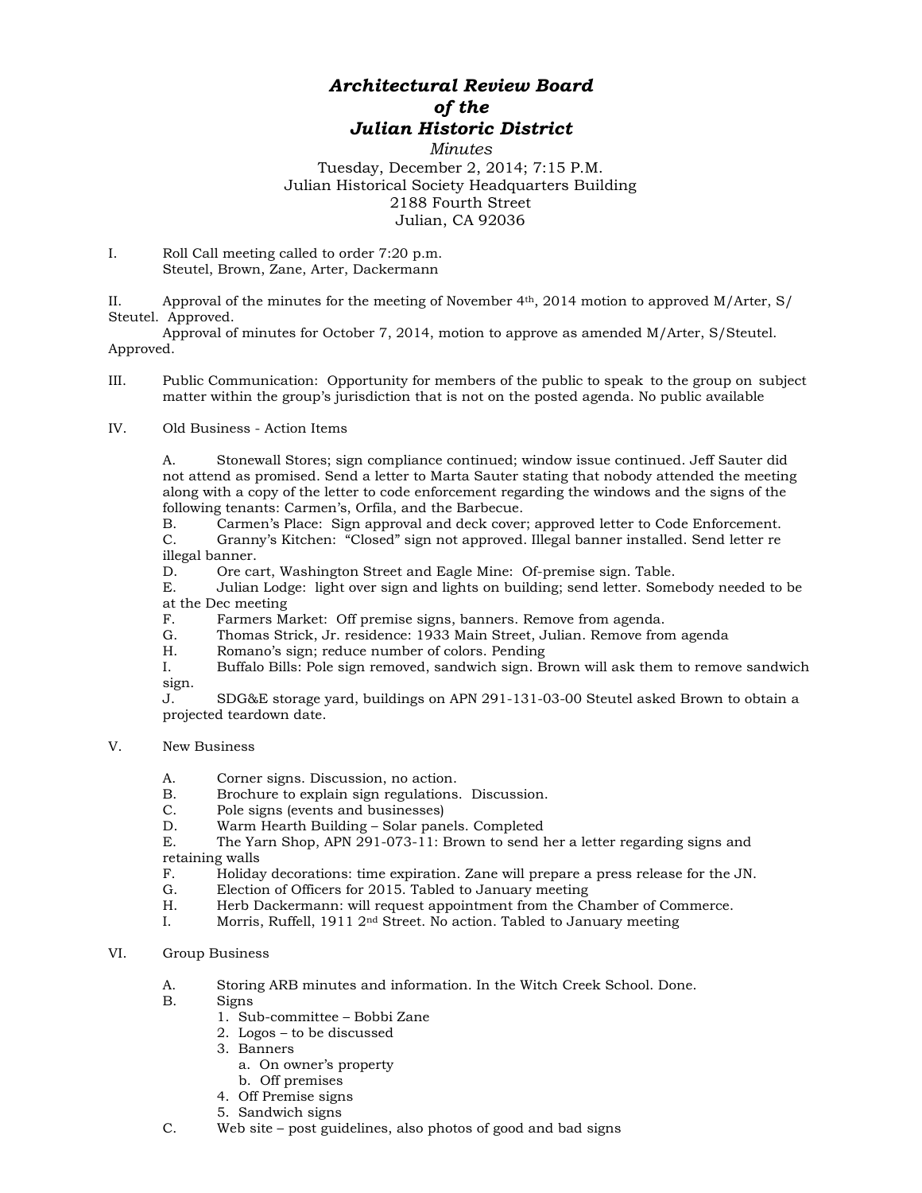# ***Architectural Review Board of the Julian Historic District***

*Minutes*

Tuesday, December 2, 2014; 7:15 P.M.
Julian Historical Society Headquarters Building
2188 Fourth Street
Julian, CA 92036

I. Roll Call meeting called to order 7:20 p.m.
Steutel, Brown, Zane, Arter, Dackermann

II. Approval of the minutes for the meeting of November 4th, 2014 motion to approved M/Arter, S/ Steutel. Approved.
Approval of minutes for October 7, 2014, motion to approve as amended M/Arter, S/Steutel. Approved.

III. Public Communication: Opportunity for members of the public to speak to the group on subject matter within the group's jurisdiction that is not on the posted agenda. No public available

IV. Old Business - Action Items

A. Stonewall Stores; sign compliance continued; window issue continued. Jeff Sauter did not attend as promised. Send a letter to Marta Sauter stating that nobody attended the meeting along with a copy of the letter to code enforcement regarding the windows and the signs of the following tenants: Carmen's, Orfila, and the Barbecue.
B. Carmen's Place: Sign approval and deck cover; approved letter to Code Enforcement.
C. Granny's Kitchen: "Closed" sign not approved. Illegal banner installed. Send letter re illegal banner.
D. Ore cart, Washington Street and Eagle Mine: Of-premise sign. Table.
E. Julian Lodge: light over sign and lights on building; send letter. Somebody needed to be at the Dec meeting
F. Farmers Market: Off premise signs, banners. Remove from agenda.
G. Thomas Strick, Jr. residence: 1933 Main Street, Julian. Remove from agenda
H. Romano's sign; reduce number of colors. Pending
I. Buffalo Bills: Pole sign removed, sandwich sign. Brown will ask them to remove sandwich sign.
J. SDG&E storage yard, buildings on APN 291-131-03-00 Steutel asked Brown to obtain a projected teardown date.

V. New Business

A. Corner signs. Discussion, no action.
B. Brochure to explain sign regulations. Discussion.
C. Pole signs (events and businesses)
D. Warm Hearth Building – Solar panels. Completed
E. The Yarn Shop, APN 291-073-11: Brown to send her a letter regarding signs and retaining walls
F. Holiday decorations: time expiration. Zane will prepare a press release for the JN.
G. Election of Officers for 2015. Tabled to January meeting
H. Herb Dackermann: will request appointment from the Chamber of Commerce.
I. Morris, Ruffell, 1911 2nd Street. No action. Tabled to January meeting

VI. Group Business

A. Storing ARB minutes and information. In the Witch Creek School. Done.
B. Signs
   1. Sub-committee – Bobbi Zane
   2. Logos – to be discussed
   3. Banners
      a. On owner's property
      b. Off premises
   4. Off Premise signs
   5. Sandwich signs
C. Web site – post guidelines, also photos of good and bad signs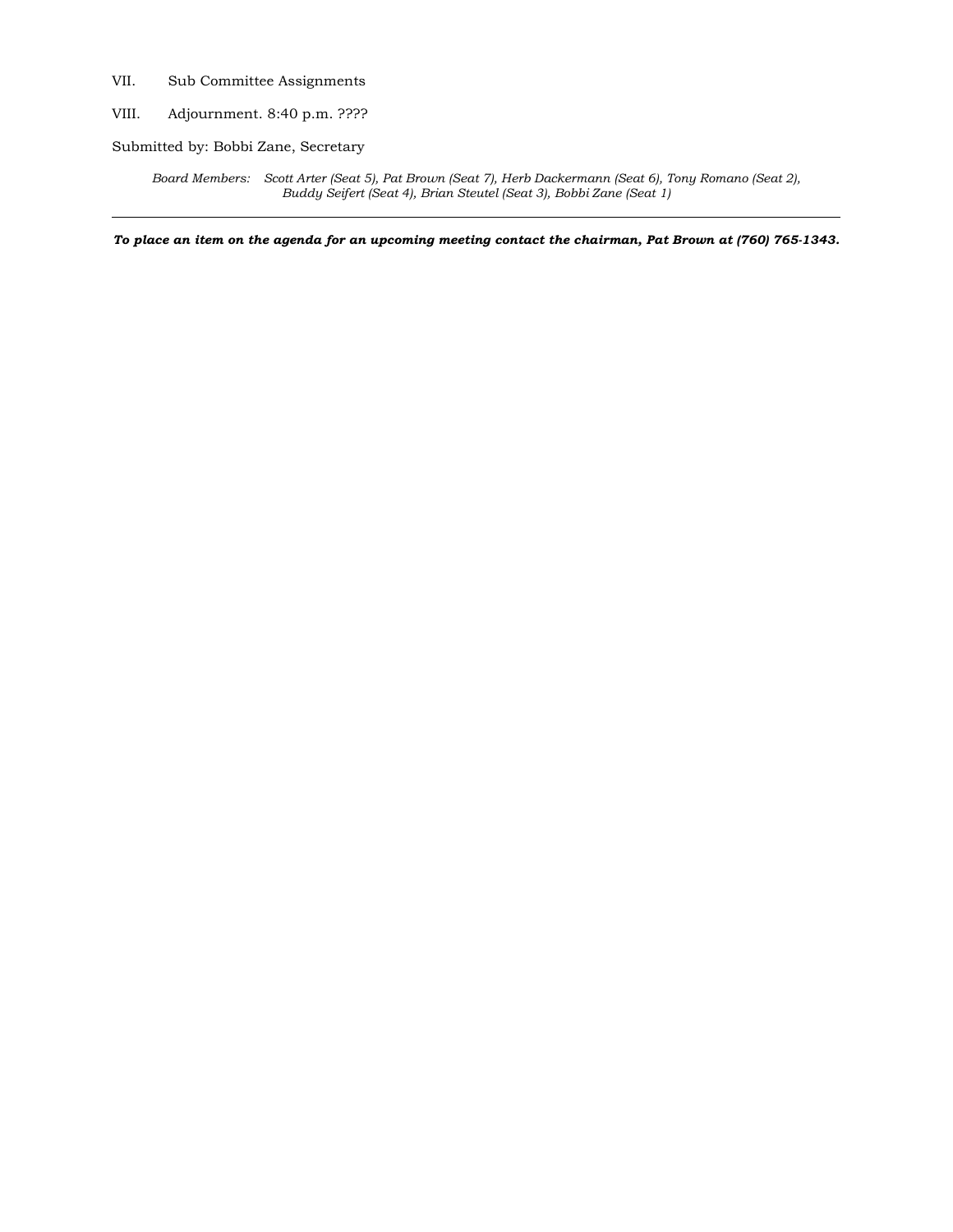VII. Sub Committee Assignments

VIII. Adjournment. 8:40 p.m. ????

Submitted by: Bobbi Zane, Secretary

*Board Members: Scott Arter (Seat 5), Pat Brown (Seat 7), Herb Dackermann (Seat 6), Tony Romano (Seat 2), Buddy Seifert (Seat 4), Brian Steutel (Seat 3), Bobbi Zane (Seat 1)*

---

***To place an item on the agenda for an upcoming meeting contact the chairman, Pat Brown at (760) 765-1343.***